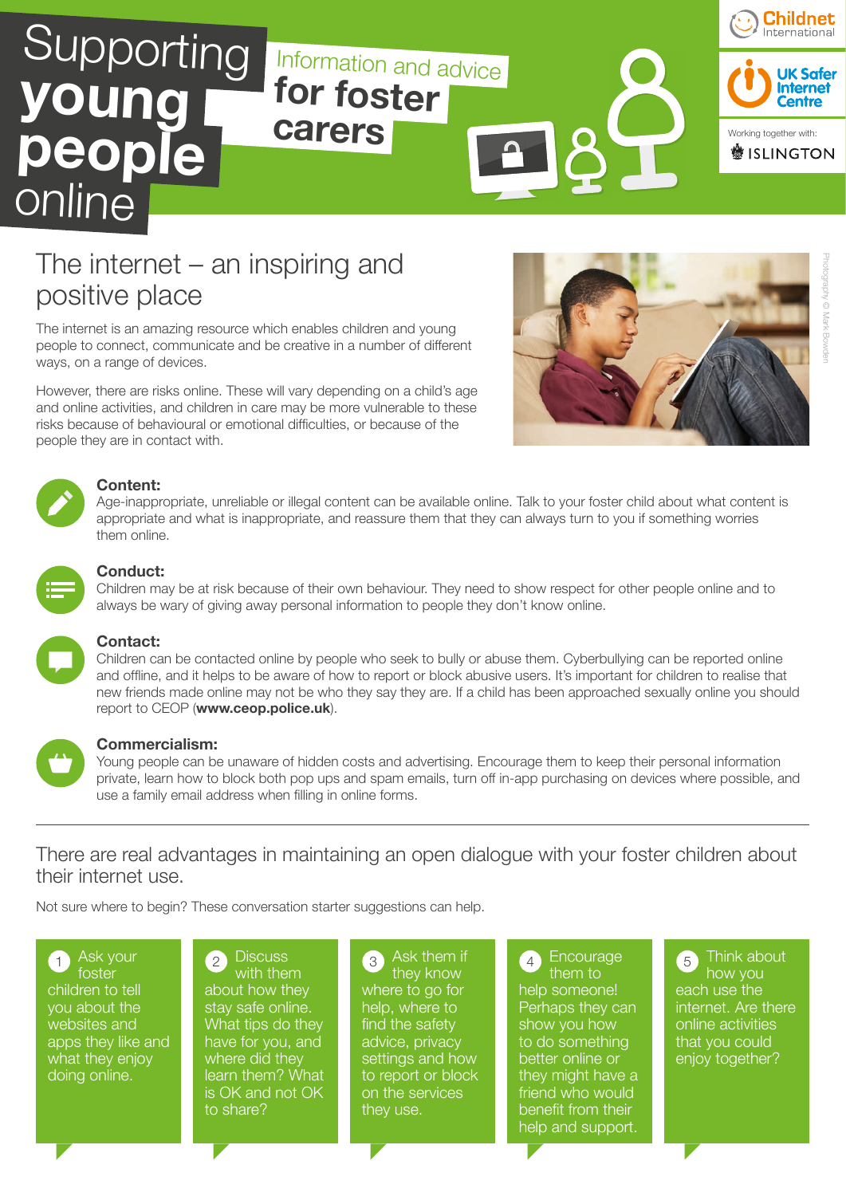# Supporting young people online

## Information and advice for foster carers

Childnet International

UK Safer Internet Centre

Working together with: ISLINGTON

## The internet – an inspiring and positive place

The internet is an amazing resource which enables children and young people to connect, communicate and be creative in a number of different ways, on a range of devices.

However, there are risks online. These will vary depending on a child's age and online activities, and children in care may be more vulnerable to these risks because of behavioural or emotional difficulties, or because of the people they are in contact with.

Photography © Mark Bowden

**Content:**
Age-inappropriate, unreliable or illegal content can be available online. Talk to your foster child about what content is appropriate and what is inappropriate, and reassure them that they can always turn to you if something worries them online.

**Conduct:**
Children may be at risk because of their own behaviour. They need to show respect for other people online and to always be wary of giving away personal information to people they don't know online.

**Contact:**
Children can be contacted online by people who seek to bully or abuse them. Cyberbullying can be reported online and offline, and it helps to be aware of how to report or block abusive users. It's important for children to realise that new friends made online may not be who they say they are. If a child has been approached sexually online you should report to CEOP (**www.ceop.police.uk**).

**Commercialism:**
Young people can be unaware of hidden costs and advertising. Encourage them to keep their personal information private, learn how to block both pop ups and spam emails, turn off in-app purchasing on devices where possible, and use a family email address when filling in online forms.

---

There are real advantages in maintaining an open dialogue with your foster children about their internet use.

Not sure where to begin? These conversation starter suggestions can help.

1. Ask your foster children to tell you about the websites and apps they like and what they enjoy doing online.
2. Discuss with them about how they stay safe online. What tips do they have for you, and where did they learn them? What is OK and not OK to share?
3. Ask them if they know where to go for help, where to find the safety advice, privacy settings and how to report or block on the services they use.
4. Encourage them to help someone! Perhaps they can show you how to do something better online or they might have a friend who would benefit from their help and support.
5. Think about how you each use the internet. Are there online activities that you could enjoy together?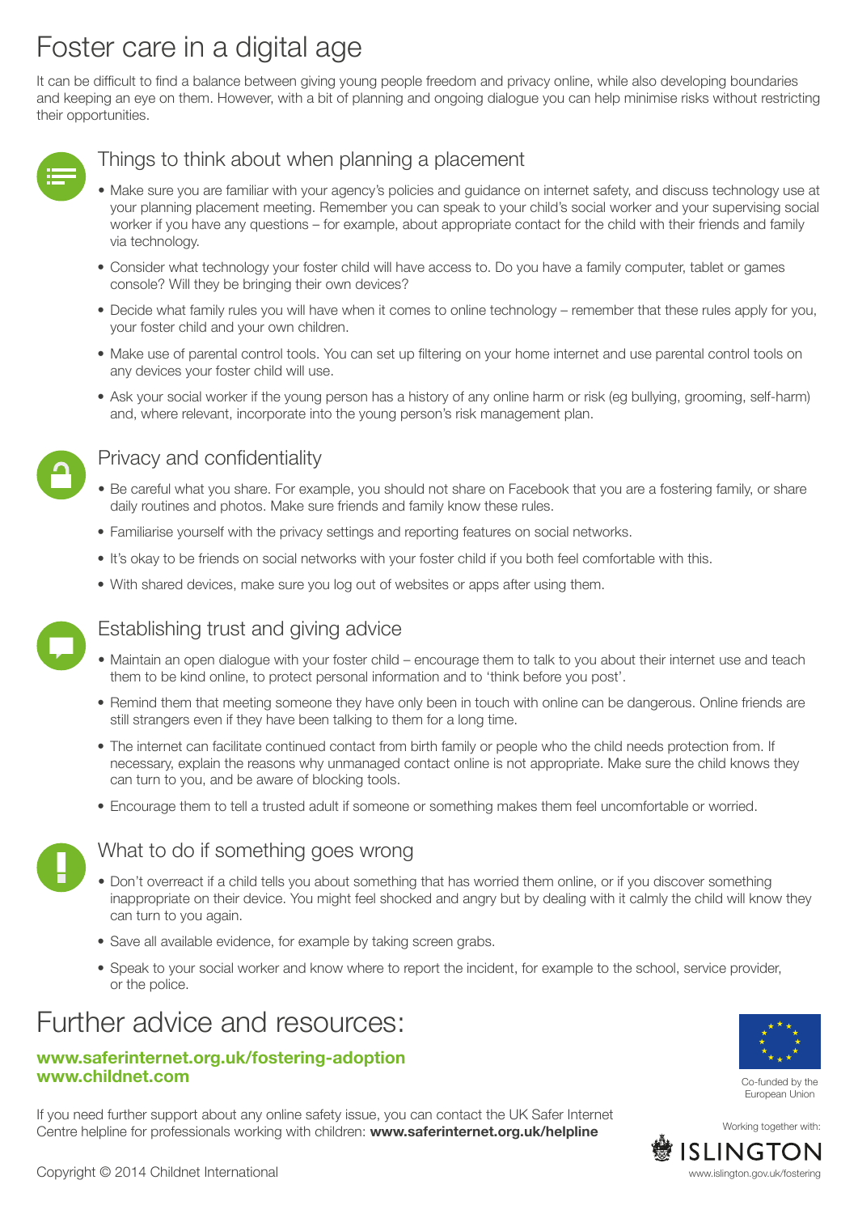# Foster care in a digital age

It can be difficult to find a balance between giving young people freedom and privacy online, while also developing boundaries and keeping an eye on them. However, with a bit of planning and ongoing dialogue you can help minimise risks without restricting their opportunities.

## Things to think about when planning a placement

- Make sure you are familiar with your agency's policies and guidance on internet safety, and discuss technology use at your planning placement meeting. Remember you can speak to your child's social worker and your supervising social worker if you have any questions – for example, about appropriate contact for the child with their friends and family via technology.
- Consider what technology your foster child will have access to. Do you have a family computer, tablet or games console? Will they be bringing their own devices?
- Decide what family rules you will have when it comes to online technology – remember that these rules apply for you, your foster child and your own children.
- Make use of parental control tools. You can set up filtering on your home internet and use parental control tools on any devices your foster child will use.
- Ask your social worker if the young person has a history of any online harm or risk (eg bullying, grooming, self-harm) and, where relevant, incorporate into the young person's risk management plan.

## Privacy and confidentiality

- Be careful what you share. For example, you should not share on Facebook that you are a fostering family, or share daily routines and photos. Make sure friends and family know these rules.
- Familiarise yourself with the privacy settings and reporting features on social networks.
- It's okay to be friends on social networks with your foster child if you both feel comfortable with this.
- With shared devices, make sure you log out of websites or apps after using them.

## Establishing trust and giving advice

- Maintain an open dialogue with your foster child – encourage them to talk to you about their internet use and teach them to be kind online, to protect personal information and to 'think before you post'.
- Remind them that meeting someone they have only been in touch with online can be dangerous. Online friends are still strangers even if they have been talking to them for a long time.
- The internet can facilitate continued contact from birth family or people who the child needs protection from. If necessary, explain the reasons why unmanaged contact online is not appropriate. Make sure the child knows they can turn to you, and be aware of blocking tools.
- Encourage them to tell a trusted adult if someone or something makes them feel uncomfortable or worried.

## What to do if something goes wrong

- Don't overreact if a child tells you about something that has worried them online, or if you discover something inappropriate on their device. You might feel shocked and angry but by dealing with it calmly the child will know they can turn to you again.
- Save all available evidence, for example by taking screen grabs.
- Speak to your social worker and know where to report the incident, for example to the school, service provider, or the police.

# Further advice and resources:

**www.saferinternet.org.uk/fostering-adoption**
**www.childnet.com**

If you need further support about any online safety issue, you can contact the UK Safer Internet Centre helpline for professionals working with children: **www.saferinternet.org.uk/helpline**

Co-funded by the European Union

Working together with: ISLINGTON
www.islington.gov.uk/fostering

Copyright © 2014 Childnet International